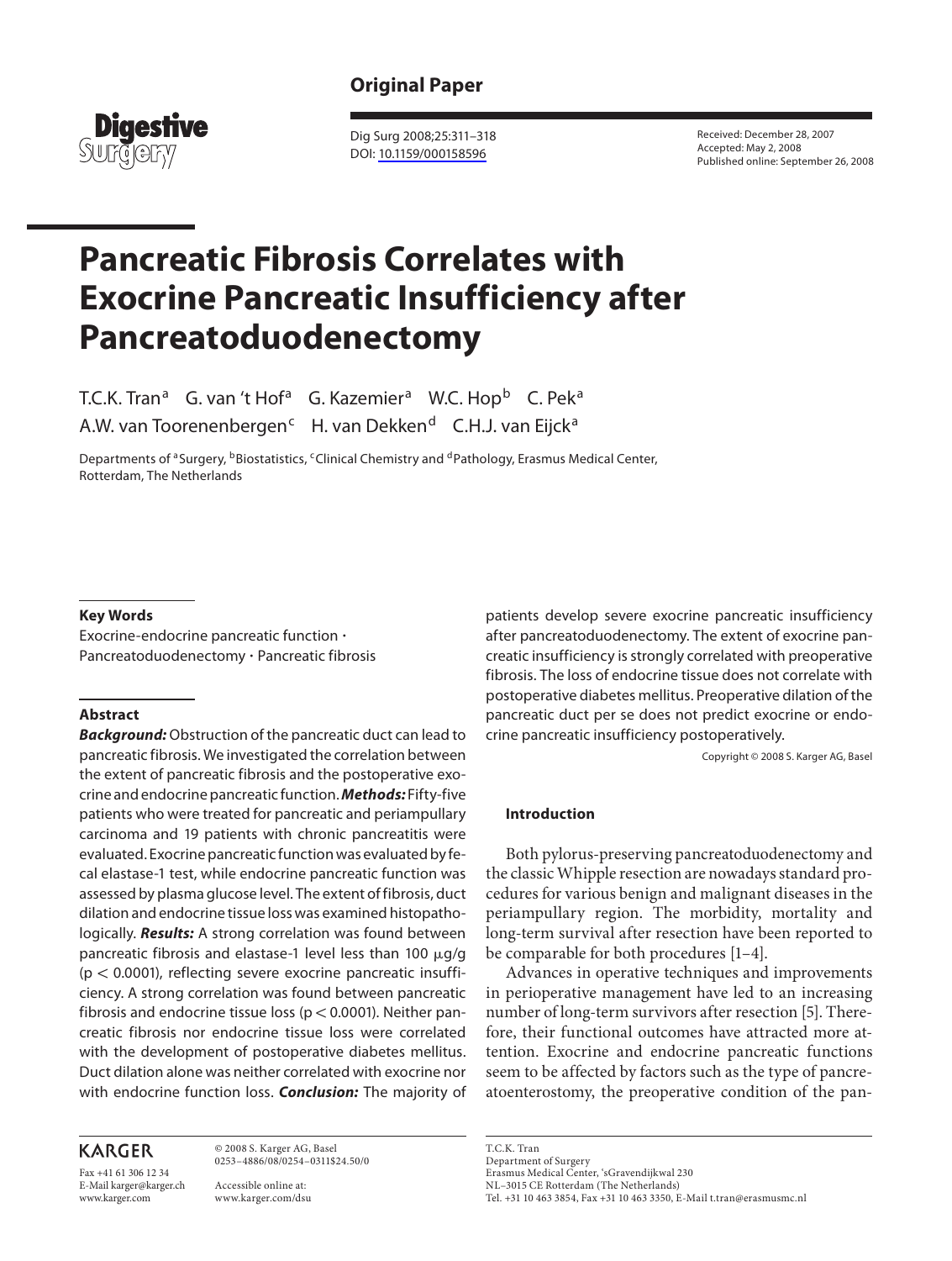**Original Paper**

# Pancreatic Fibrosis Correlates with Exocrine Pancreatic Insufficiency after Pancreatoduodenectomy

T.C.K. Tran[a] G. van 't Hof[a] G. Kazemier[a] W.C. Hop[b] C. Pek[a] A.W. van Toorenenbergen[c] H. van Dekken[d] C.H.J. van Eijck[a]

Departments of [a]Surgery, [b]Biostatistics, [c]Clinical Chemistry and [d]Pathology, Erasmus Medical Center, Rotterdam, The Netherlands

Received: December 28, 2007
Accepted: May 2, 2008
Published online: September 26, 2008

### Key Words

Exocrine-endocrine pancreatic function · Pancreatoduodenectomy · Pancreatic fibrosis

### Abstract

***Background:*** Obstruction of the pancreatic duct can lead to pancreatic fibrosis. We investigated the correlation between the extent of pancreatic fibrosis and the postoperative exocrine and endocrine pancreatic function. ***Methods:*** Fifty-five patients who were treated for pancreatic and periampullary carcinoma and 19 patients with chronic pancreatitis were evaluated. Exocrine pancreatic function was evaluated by fecal elastase-1 test, while endocrine pancreatic function was assessed by plasma glucose level. The extent of fibrosis, duct dilation and endocrine tissue loss was examined histopathologically. ***Results:*** A strong correlation was found between pancreatic fibrosis and elastase-1 level less than 100 μg/g ($p < 0.0001$), reflecting severe exocrine pancreatic insufficiency. A strong correlation was found between pancreatic fibrosis and endocrine tissue loss ($p < 0.0001$). Neither pancreatic fibrosis nor endocrine tissue loss were correlated with the development of postoperative diabetes mellitus. Duct dilation alone was neither correlated with exocrine nor with endocrine function loss. ***Conclusion:*** The majority of patients develop severe exocrine pancreatic insufficiency after pancreatoduodenectomy. The extent of exocrine pancreatic insufficiency is strongly correlated with preoperative fibrosis. The loss of endocrine tissue does not correlate with postoperative diabetes mellitus. Preoperative dilation of the pancreatic duct per se does not predict exocrine or endocrine pancreatic insufficiency postoperatively.

Copyright © 2008 S. Karger AG, Basel

### Introduction

Both pylorus-preserving pancreatoduodenectomy and the classic Whipple resection are nowadays standard procedures for various benign and malignant diseases in the periampullary region. The morbidity, mortality and long-term survival after resection have been reported to be comparable for both procedures [1–4].

Advances in operative techniques and improvements in perioperative management have led to an increasing number of long-term survivors after resection [5]. Therefore, their functional outcomes have attracted more attention. Exocrine and endocrine pancreatic functions seem to be affected by factors such as the type of pancreatoenterostomy, the preoperative condition of the pan-

KARGER

Fax +41 61 306 12 34
E-Mail karger@karger.ch
www.karger.com

© 2008 S. Karger AG, Basel
0253–4886/08/0254–0311$24.50/0

Accessible online at:
www.karger.com/dsu

T.C.K. Tran
Department of Surgery
Erasmus Medical Center, 'sGravendijkwal 230
NL–3015 CE Rotterdam (The Netherlands)
Tel. +31 10 463 3854, Fax +31 10 463 3350, E-Mail t.tran@erasmusmc.nl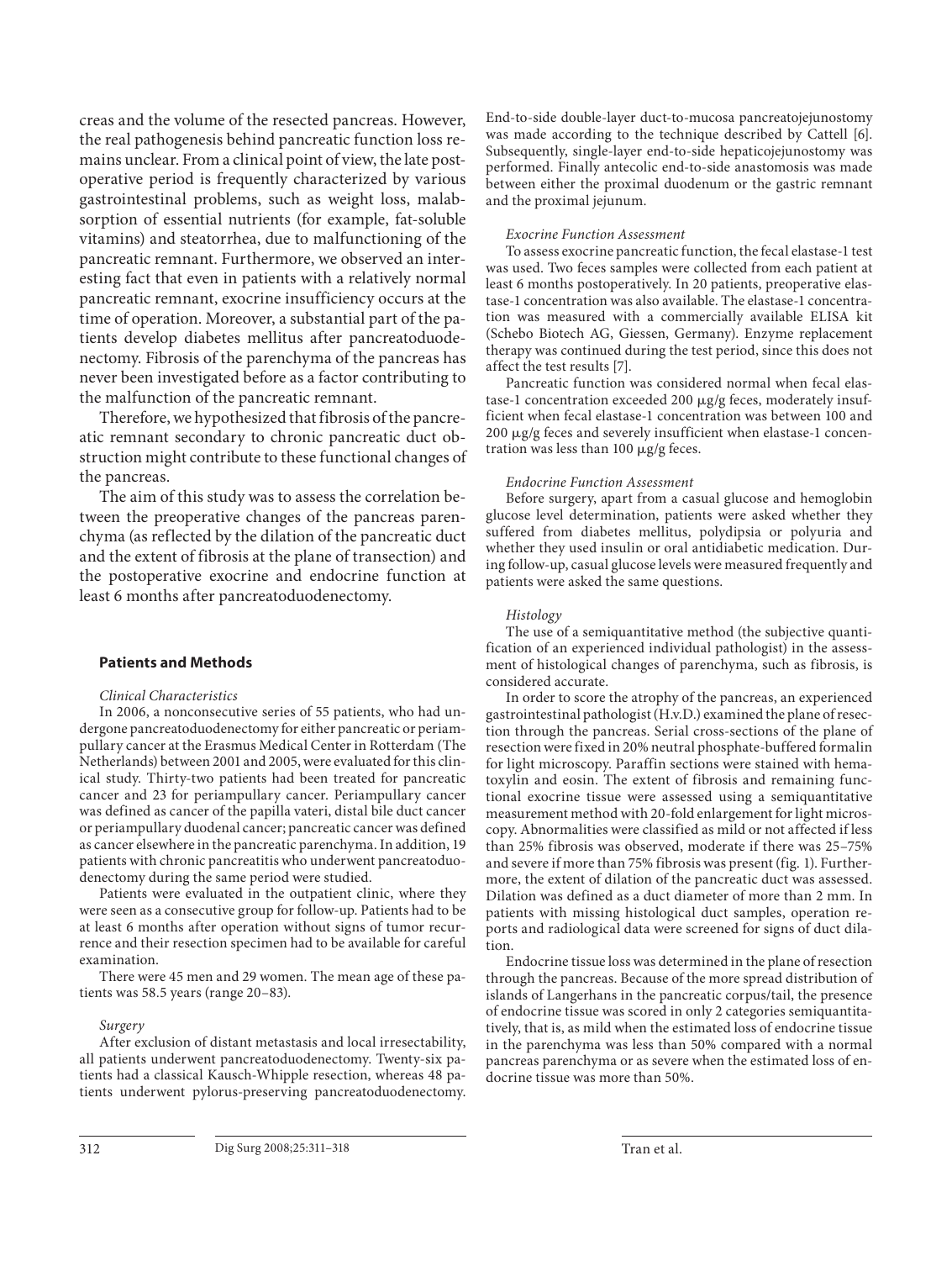creas and the volume of the resected pancreas. However, the real pathogenesis behind pancreatic function loss remains unclear. From a clinical point of view, the late postoperative period is frequently characterized by various gastrointestinal problems, such as weight loss, malabsorption of essential nutrients (for example, fat-soluble vitamins) and steatorrhea, due to malfunctioning of the pancreatic remnant. Furthermore, we observed an interesting fact that even in patients with a relatively normal pancreatic remnant, exocrine insufficiency occurs at the time of operation. Moreover, a substantial part of the patients develop diabetes mellitus after pancreatoduodenectomy. Fibrosis of the parenchyma of the pancreas has never been investigated before as a factor contributing to the malfunction of the pancreatic remnant.

Therefore, we hypothesized that fibrosis of the pancreatic remnant secondary to chronic pancreatic duct obstruction might contribute to these functional changes of the pancreas.

The aim of this study was to assess the correlation between the preoperative changes of the pancreas parenchyma (as reflected by the dilation of the pancreatic duct and the extent of fibrosis at the plane of transection) and the postoperative exocrine and endocrine function at least 6 months after pancreatoduodenectomy.

## Patients and Methods

*Clinical Characteristics*

In 2006, a nonconsecutive series of 55 patients, who had undergone pancreatoduodenectomy for either pancreatic or periampullary cancer at the Erasmus Medical Center in Rotterdam (The Netherlands) between 2001 and 2005, were evaluated for this clinical study. Thirty-two patients had been treated for pancreatic cancer and 23 for periampullary cancer. Periampullary cancer was defined as cancer of the papilla vateri, distal bile duct cancer or periampullary duodenal cancer; pancreatic cancer was defined as cancer elsewhere in the pancreatic parenchyma. In addition, 19 patients with chronic pancreatitis who underwent pancreatoduodenectomy during the same period were studied.

Patients were evaluated in the outpatient clinic, where they were seen as a consecutive group for follow-up. Patients had to be at least 6 months after operation without signs of tumor recurrence and their resection specimen had to be available for careful examination.

There were 45 men and 29 women. The mean age of these patients was 58.5 years (range 20–83).

*Surgery*

After exclusion of distant metastasis and local irresectability, all patients underwent pancreatoduodenectomy. Twenty-six patients had a classical Kausch-Whipple resection, whereas 48 patients underwent pylorus-preserving pancreatoduodenectomy. End-to-side double-layer duct-to-mucosa pancreatojejunostomy was made according to the technique described by Cattell [6]. Subsequently, single-layer end-to-side hepaticojejunostomy was performed. Finally antecolic end-to-side anastomosis was made between either the proximal duodenum or the gastric remnant and the proximal jejunum.

*Exocrine Function Assessment*

To assess exocrine pancreatic function, the fecal elastase-1 test was used. Two feces samples were collected from each patient at least 6 months postoperatively. In 20 patients, preoperative elastase-1 concentration was also available. The elastase-1 concentration was measured with a commercially available ELISA kit (Schebo Biotech AG, Giessen, Germany). Enzyme replacement therapy was continued during the test period, since this does not affect the test results [7].

Pancreatic function was considered normal when fecal elastase-1 concentration exceeded 200 μg/g feces, moderately insufficient when fecal elastase-1 concentration was between 100 and 200 μg/g feces and severely insufficient when elastase-1 concentration was less than 100 μg/g feces.

*Endocrine Function Assessment*

Before surgery, apart from a casual glucose and hemoglobin glucose level determination, patients were asked whether they suffered from diabetes mellitus, polydipsia or polyuria and whether they used insulin or oral antidiabetic medication. During follow-up, casual glucose levels were measured frequently and patients were asked the same questions.

*Histology*

The use of a semiquantitative method (the subjective quantification of an experienced individual pathologist) in the assessment of histological changes of parenchyma, such as fibrosis, is considered accurate.

In order to score the atrophy of the pancreas, an experienced gastrointestinal pathologist (H.v.D.) examined the plane of resection through the pancreas. Serial cross-sections of the plane of resection were fixed in 20% neutral phosphate-buffered formalin for light microscopy. Paraffin sections were stained with hematoxylin and eosin. The extent of fibrosis and remaining functional exocrine tissue were assessed using a semiquantitative measurement method with 20-fold enlargement for light microscopy. Abnormalities were classified as mild or not affected if less than 25% fibrosis was observed, moderate if there was 25–75% and severe if more than 75% fibrosis was present (fig. 1). Furthermore, the extent of dilation of the pancreatic duct was assessed. Dilation was defined as a duct diameter of more than 2 mm. In patients with missing histological duct samples, operation reports and radiological data were screened for signs of duct dilation.

Endocrine tissue loss was determined in the plane of resection through the pancreas. Because of the more spread distribution of islands of Langerhans in the pancreatic corpus/tail, the presence of endocrine tissue was scored in only 2 categories semiquantitatively, that is, as mild when the estimated loss of endocrine tissue in the parenchyma was less than 50% compared with a normal pancreas parenchyma or as severe when the estimated loss of endocrine tissue was more than 50%.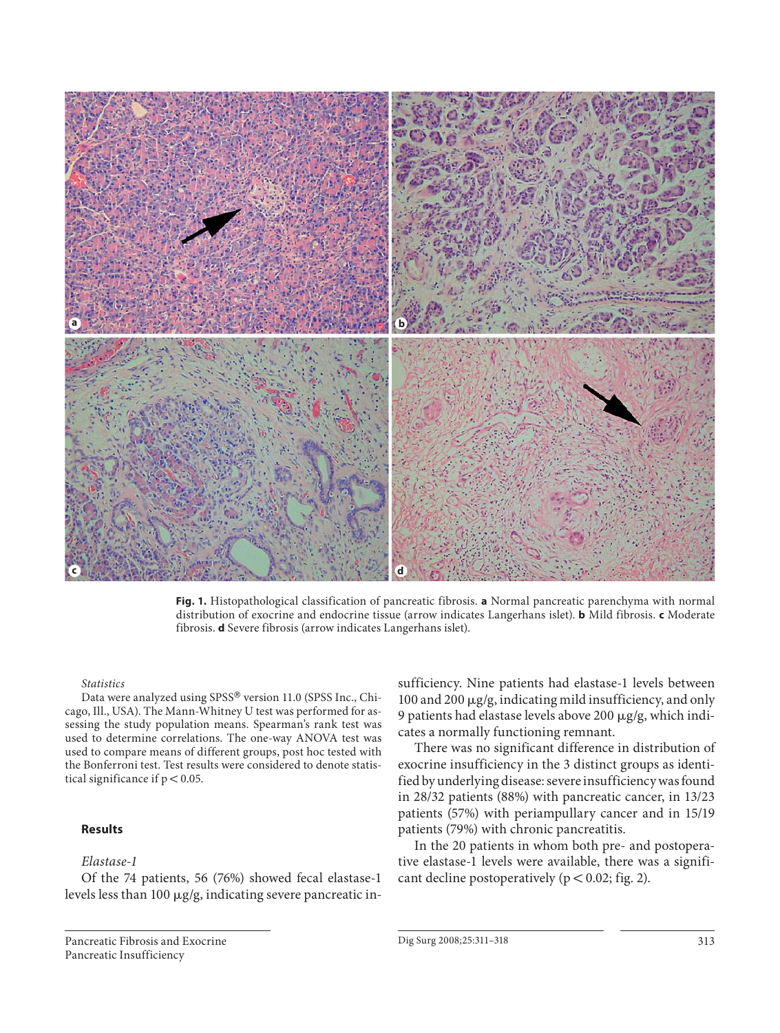**Fig. 1.** Histopathological classification of pancreatic fibrosis. **a** Normal pancreatic parenchyma with normal distribution of exocrine and endocrine tissue (arrow indicates Langerhans islet). **b** Mild fibrosis. **c** Moderate fibrosis. **d** Severe fibrosis (arrow indicates Langerhans islet).

*Statistics*

Data were analyzed using SPSS® version 11.0 (SPSS Inc., Chicago, Ill., USA). The Mann-Whitney U test was performed for assessing the study population means. Spearman's rank test was used to determine correlations. The one-way ANOVA test was used to compare means of different groups, post hoc tested with the Bonferroni test. Test results were considered to denote statistical significance if $p < 0.05$.

## Results

*Elastase-1*

Of the 74 patients, 56 (76%) showed fecal elastase-1 levels less than 100 μg/g, indicating severe pancreatic insufficiency. Nine patients had elastase-1 levels between 100 and 200 μg/g, indicating mild insufficiency, and only 9 patients had elastase levels above 200 μg/g, which indicates a normally functioning remnant.

There was no significant difference in distribution of exocrine insufficiency in the 3 distinct groups as identified by underlying disease: severe insufficiency was found in 28/32 patients (88%) with pancreatic cancer, in 13/23 patients (57%) with periampullary cancer and in 15/19 patients (79%) with chronic pancreatitis.

In the 20 patients in whom both pre- and postoperative elastase-1 levels were available, there was a significant decline postoperatively ($p < 0.02$; fig. 2).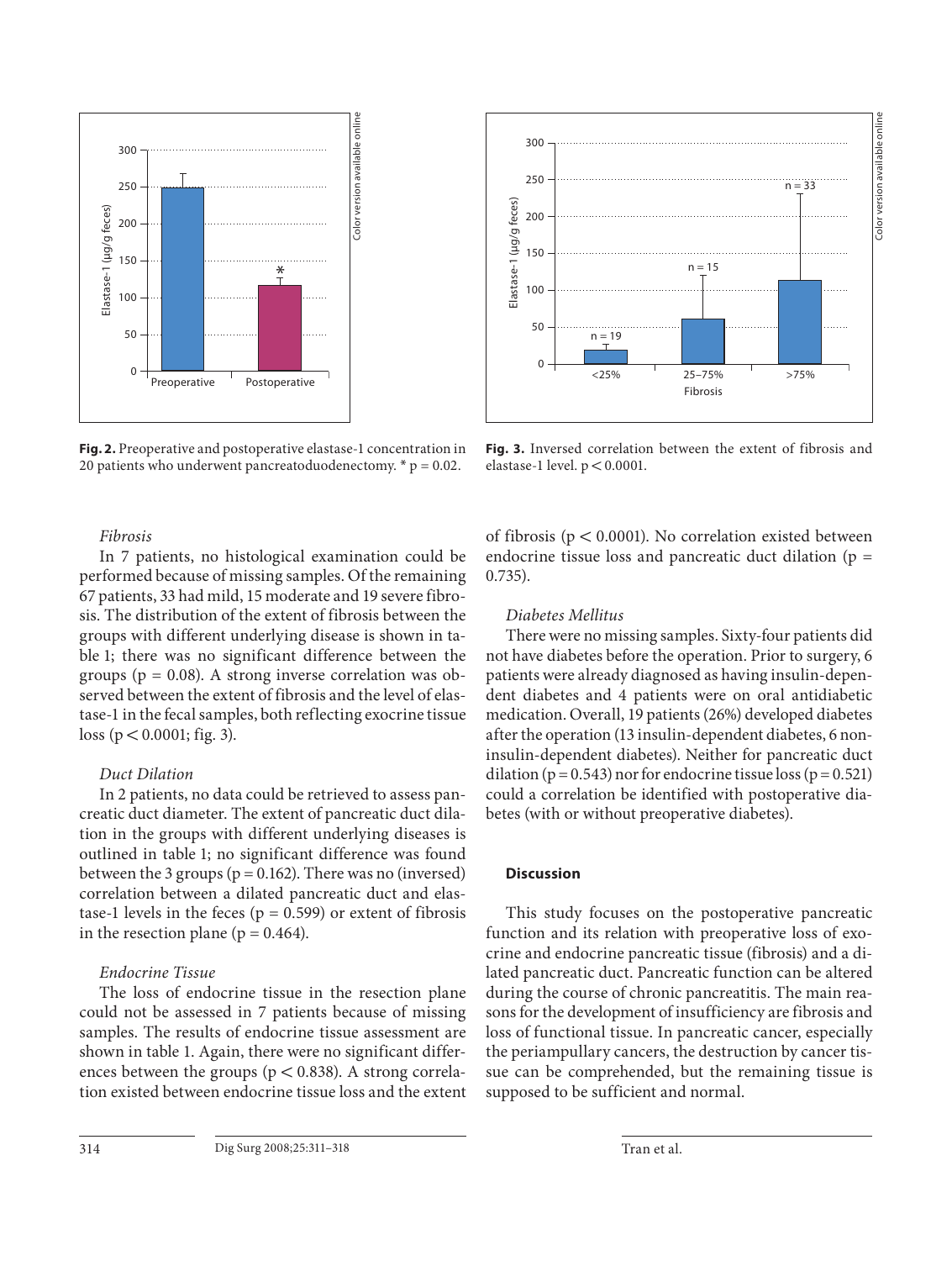**Fig. 2.** Preoperative and postoperative elastase-1 concentration in 20 patients who underwent pancreatoduodenectomy. * p = 0.02.

**Fig. 3.** Inversed correlation between the extent of fibrosis and elastase-1 level. $p < 0.0001$.

*Fibrosis*

In 7 patients, no histological examination could be performed because of missing samples. Of the remaining 67 patients, 33 had mild, 15 moderate and 19 severe fibrosis. The distribution of the extent of fibrosis between the groups with different underlying disease is shown in table 1; there was no significant difference between the groups ($p = 0.08$). A strong inverse correlation was observed between the extent of fibrosis and the level of elastase-1 in the fecal samples, both reflecting exocrine tissue loss ($p < 0.0001$; fig. 3).

*Duct Dilation*

In 2 patients, no data could be retrieved to assess pancreatic duct diameter. The extent of pancreatic duct dilation in the groups with different underlying diseases is outlined in table 1; no significant difference was found between the 3 groups ($p = 0.162$). There was no (inversed) correlation between a dilated pancreatic duct and elastase-1 levels in the feces ($p = 0.599$) or extent of fibrosis in the resection plane ($p = 0.464$).

*Endocrine Tissue*

The loss of endocrine tissue in the resection plane could not be assessed in 7 patients because of missing samples. The results of endocrine tissue assessment are shown in table 1. Again, there were no significant differences between the groups ($p < 0.838$). A strong correlation existed between endocrine tissue loss and the extent of fibrosis ($p < 0.0001$). No correlation existed between endocrine tissue loss and pancreatic duct dilation ($p = 0.735$).

*Diabetes Mellitus*

There were no missing samples. Sixty-four patients did not have diabetes before the operation. Prior to surgery, 6 patients were already diagnosed as having insulin-dependent diabetes and 4 patients were on oral antidiabetic medication. Overall, 19 patients (26%) developed diabetes after the operation (13 insulin-dependent diabetes, 6 non-insulin-dependent diabetes). Neither for pancreatic duct dilation ($p = 0.543$) nor for endocrine tissue loss ($p = 0.521$) could a correlation be identified with postoperative diabetes (with or without preoperative diabetes).

## Discussion

This study focuses on the postoperative pancreatic function and its relation with preoperative loss of exocrine and endocrine pancreatic tissue (fibrosis) and a dilated pancreatic duct. Pancreatic function can be altered during the course of chronic pancreatitis. The main reasons for the development of insufficiency are fibrosis and loss of functional tissue. In pancreatic cancer, especially the periampullary cancers, the destruction by cancer tissue can be comprehended, but the remaining tissue is supposed to be sufficient and normal.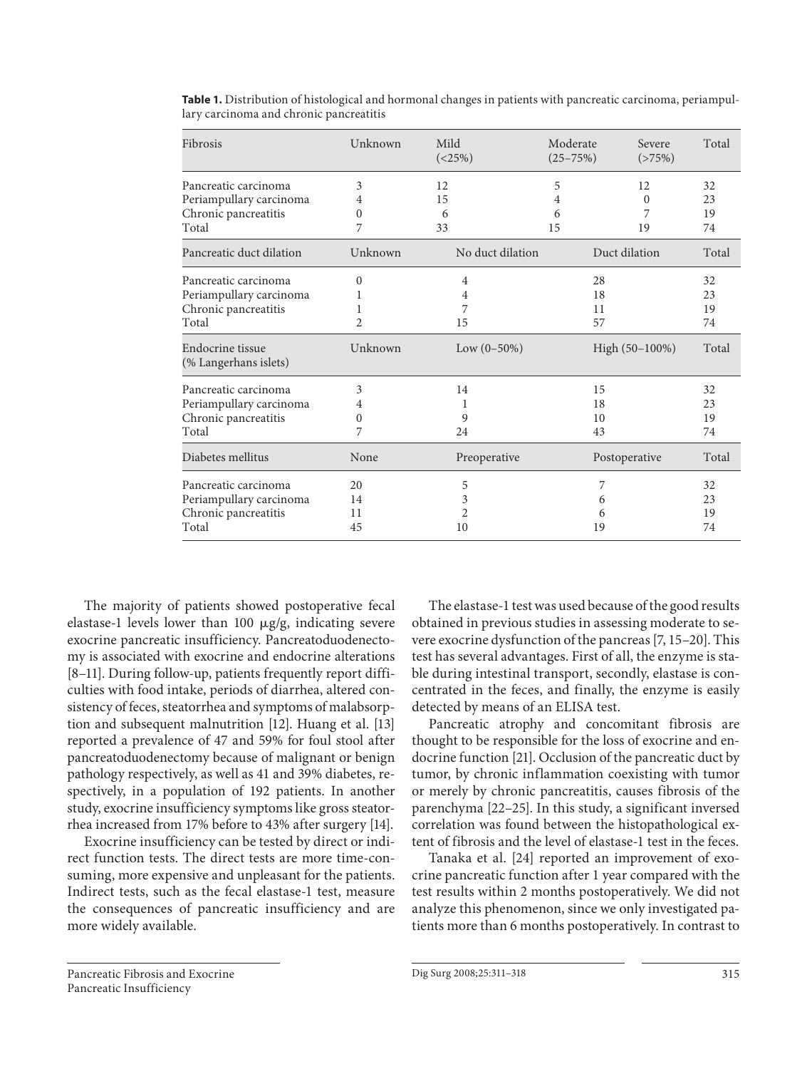**Table 1.** Distribution of histological and hormonal changes in patients with pancreatic carcinoma, periampullary carcinoma and chronic pancreatitis

| Fibrosis | Unknown | Mild (<25%) | Moderate (25–75%) | Severe (>75%) | Total |
|---|---|---|---|---|---|
| Pancreatic carcinoma | 3 | 12 | 5 | 12 | 32 |
| Periampullary carcinoma | 4 | 15 | 4 | 0 | 23 |
| Chronic pancreatitis | 0 | 6 | 6 | 7 | 19 |
| Total | 7 | 33 | 15 | 19 | 74 |
| **Pancreatic duct dilation** | **Unknown** | **No duct dilation** | | **Duct dilation** | **Total** |
| Pancreatic carcinoma | 0 | 4 | | 28 | 32 |
| Periampullary carcinoma | 1 | 4 | | 18 | 23 |
| Chronic pancreatitis | 1 | 7 | | 11 | 19 |
| Total | 2 | 15 | | 57 | 74 |
| **Endocrine tissue (% Langerhans islets)** | **Unknown** | **Low (0–50%)** | | **High (50–100%)** | **Total** |
| Pancreatic carcinoma | 3 | 14 | | 15 | 32 |
| Periampullary carcinoma | 4 | 1 | | 18 | 23 |
| Chronic pancreatitis | 0 | 9 | | 10 | 19 |
| Total | 7 | 24 | | 43 | 74 |
| **Diabetes mellitus** | **None** | **Preoperative** | | **Postoperative** | **Total** |
| Pancreatic carcinoma | 20 | 5 | | 7 | 32 |
| Periampullary carcinoma | 14 | 3 | | 6 | 23 |
| Chronic pancreatitis | 11 | 2 | | 6 | 19 |
| Total | 45 | 10 | | 19 | 74 |

The majority of patients showed postoperative fecal elastase-1 levels lower than 100 μg/g, indicating severe exocrine pancreatic insufficiency. Pancreatoduodenectomy is associated with exocrine and endocrine alterations [8–11]. During follow-up, patients frequently report difficulties with food intake, periods of diarrhea, altered consistency of feces, steatorrhea and symptoms of malabsorption and subsequent malnutrition [12]. Huang et al. [13] reported a prevalence of 47 and 59% for foul stool after pancreatoduodenectomy because of malignant or benign pathology respectively, as well as 41 and 39% diabetes, respectively, in a population of 192 patients. In another study, exocrine insufficiency symptoms like gross steatorrhea increased from 17% before to 43% after surgery [14].

Exocrine insufficiency can be tested by direct or indirect function tests. The direct tests are more time-consuming, more expensive and unpleasant for the patients. Indirect tests, such as the fecal elastase-1 test, measure the consequences of pancreatic insufficiency and are more widely available.

The elastase-1 test was used because of the good results obtained in previous studies in assessing moderate to severe exocrine dysfunction of the pancreas [7, 15–20]. This test has several advantages. First of all, the enzyme is stable during intestinal transport, secondly, elastase is concentrated in the feces, and finally, the enzyme is easily detected by means of an ELISA test.

Pancreatic atrophy and concomitant fibrosis are thought to be responsible for the loss of exocrine and endocrine function [21]. Occlusion of the pancreatic duct by tumor, by chronic inflammation coexisting with tumor or merely by chronic pancreatitis, causes fibrosis of the parenchyma [22–25]. In this study, a significant inversed correlation was found between the histopathological extent of fibrosis and the level of elastase-1 test in the feces.

Tanaka et al. [24] reported an improvement of exocrine pancreatic function after 1 year compared with the test results within 2 months postoperatively. We did not analyze this phenomenon, since we only investigated patients more than 6 months postoperatively. In contrast to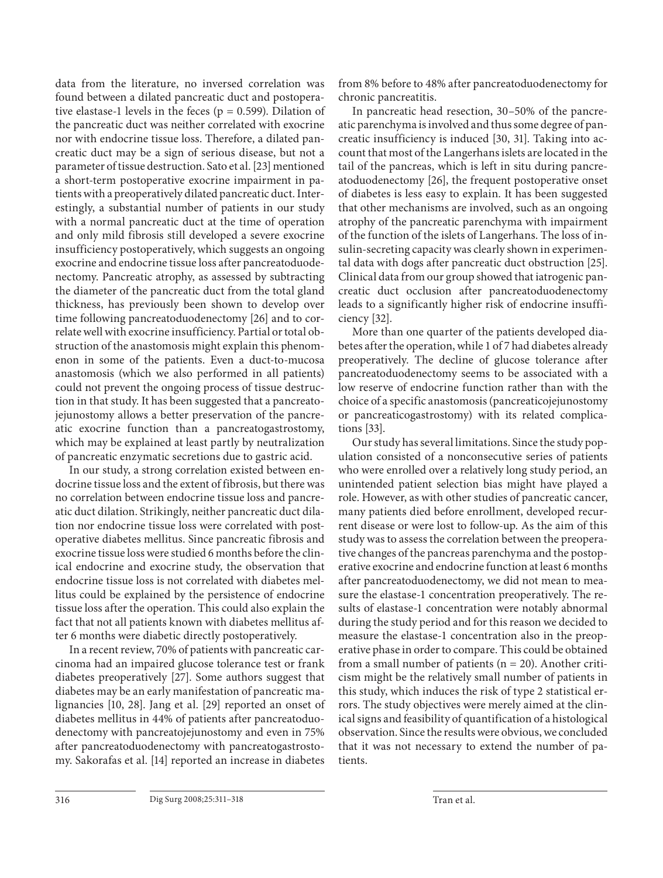data from the literature, no inversed correlation was found between a dilated pancreatic duct and postoperative elastase-1 levels in the feces ($p = 0.599$). Dilation of the pancreatic duct was neither correlated with exocrine nor with endocrine tissue loss. Therefore, a dilated pancreatic duct may be a sign of serious disease, but not a parameter of tissue destruction. Sato et al. [23] mentioned a short-term postoperative exocrine impairment in patients with a preoperatively dilated pancreatic duct. Interestingly, a substantial number of patients in our study with a normal pancreatic duct at the time of operation and only mild fibrosis still developed a severe exocrine insufficiency postoperatively, which suggests an ongoing exocrine and endocrine tissue loss after pancreatoduodenectomy. Pancreatic atrophy, as assessed by subtracting the diameter of the pancreatic duct from the total gland thickness, has previously been shown to develop over time following pancreatoduodenectomy [26] and to correlate well with exocrine insufficiency. Partial or total obstruction of the anastomosis might explain this phenomenon in some of the patients. Even a duct-to-mucosa anastomosis (which we also performed in all patients) could not prevent the ongoing process of tissue destruction in that study. It has been suggested that a pancreatojejunostomy allows a better preservation of the pancreatic exocrine function than a pancreatogastrostomy, which may be explained at least partly by neutralization of pancreatic enzymatic secretions due to gastric acid.

In our study, a strong correlation existed between endocrine tissue loss and the extent of fibrosis, but there was no correlation between endocrine tissue loss and pancreatic duct dilation. Strikingly, neither pancreatic duct dilation nor endocrine tissue loss were correlated with postoperative diabetes mellitus. Since pancreatic fibrosis and exocrine tissue loss were studied 6 months before the clinical endocrine and exocrine study, the observation that endocrine tissue loss is not correlated with diabetes mellitus could be explained by the persistence of endocrine tissue loss after the operation. This could also explain the fact that not all patients known with diabetes mellitus after 6 months were diabetic directly postoperatively.

In a recent review, 70% of patients with pancreatic carcinoma had an impaired glucose tolerance test or frank diabetes preoperatively [27]. Some authors suggest that diabetes may be an early manifestation of pancreatic malignancies [10, 28]. Jang et al. [29] reported an onset of diabetes mellitus in 44% of patients after pancreatoduodenectomy with pancreatojejunostomy and even in 75% after pancreatoduodenectomy with pancreatogastrostomy. Sakorafas et al. [14] reported an increase in diabetes from 8% before to 48% after pancreatoduodenectomy for chronic pancreatitis.

In pancreatic head resection, 30–50% of the pancreatic parenchyma is involved and thus some degree of pancreatic insufficiency is induced [30, 31]. Taking into account that most of the Langerhans islets are located in the tail of the pancreas, which is left in situ during pancreatoduodenectomy [26], the frequent postoperative onset of diabetes is less easy to explain. It has been suggested that other mechanisms are involved, such as an ongoing atrophy of the pancreatic parenchyma with impairment of the function of the islets of Langerhans. The loss of insulin-secreting capacity was clearly shown in experimental data with dogs after pancreatic duct obstruction [25]. Clinical data from our group showed that iatrogenic pancreatic duct occlusion after pancreatoduodenectomy leads to a significantly higher risk of endocrine insufficiency [32].

More than one quarter of the patients developed diabetes after the operation, while 1 of 7 had diabetes already preoperatively. The decline of glucose tolerance after pancreatoduodenectomy seems to be associated with a low reserve of endocrine function rather than with the choice of a specific anastomosis (pancreaticojejunostomy or pancreaticogastrostomy) with its related complications [33].

Our study has several limitations. Since the study population consisted of a nonconsecutive series of patients who were enrolled over a relatively long study period, an unintended patient selection bias might have played a role. However, as with other studies of pancreatic cancer, many patients died before enrollment, developed recurrent disease or were lost to follow-up. As the aim of this study was to assess the correlation between the preoperative changes of the pancreas parenchyma and the postoperative exocrine and endocrine function at least 6 months after pancreatoduodenectomy, we did not mean to measure the elastase-1 concentration preoperatively. The results of elastase-1 concentration were notably abnormal during the study period and for this reason we decided to measure the elastase-1 concentration also in the preoperative phase in order to compare. This could be obtained from a small number of patients ($n = 20$). Another criticism might be the relatively small number of patients in this study, which induces the risk of type 2 statistical errors. The study objectives were merely aimed at the clinical signs and feasibility of quantification of a histological observation. Since the results were obvious, we concluded that it was not necessary to extend the number of patients.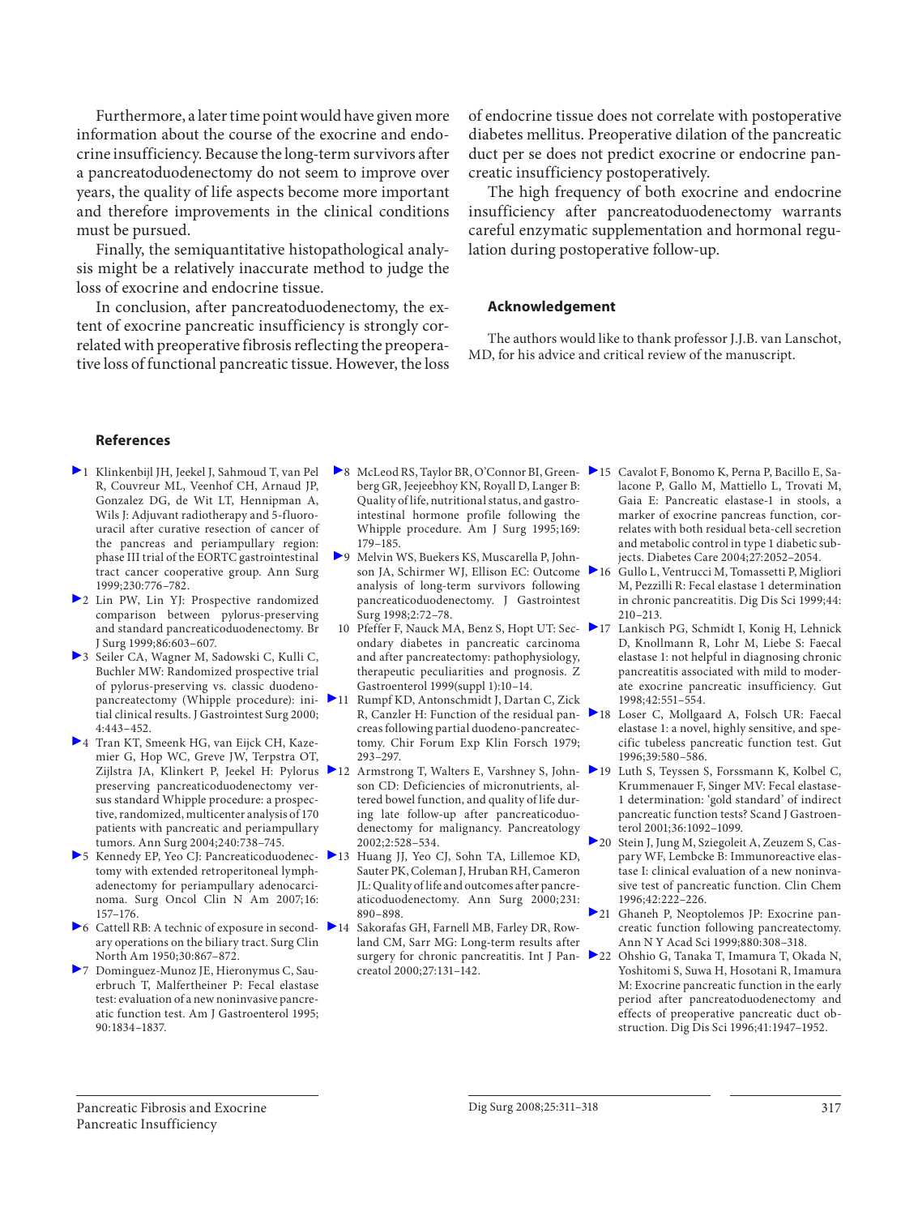Furthermore, a later time point would have given more information about the course of the exocrine and endocrine insufficiency. Because the long-term survivors after a pancreatoduodenectomy do not seem to improve over years, the quality of life aspects become more important and therefore improvements in the clinical conditions must be pursued.

Finally, the semiquantitative histopathological analysis might be a relatively inaccurate method to judge the loss of exocrine and endocrine tissue.

In conclusion, after pancreatoduodenectomy, the extent of exocrine pancreatic insufficiency is strongly correlated with preoperative fibrosis reflecting the preoperative loss of functional pancreatic tissue. However, the loss of endocrine tissue does not correlate with postoperative diabetes mellitus. Preoperative dilation of the pancreatic duct per se does not predict exocrine or endocrine pancreatic insufficiency postoperatively.

The high frequency of both exocrine and endocrine insufficiency after pancreatoduodenectomy warrants careful enzymatic supplementation and hormonal regulation during postoperative follow-up.

### Acknowledgement

The authors would like to thank professor J.J.B. van Lanschot, MD, for his advice and critical review of the manuscript.

### References

1. Klinkenbijl JH, Jeekel J, Sahmoud T, van Pel R, Couvreur ML, Veenhof CH, Arnaud JP, Gonzalez DG, de Wit LT, Hennipman A, Wils J: Adjuvant radiotherapy and 5-fluorouracil after curative resection of cancer of the pancreas and periampullary region: phase III trial of the EORTC gastrointestinal tract cancer cooperative group. Ann Surg 1999;230:776–782.
2. Lin PW, Lin YJ: Prospective randomized comparison between pylorus-preserving and standard pancreaticoduodenectomy. Br J Surg 1999;86:603–607.
3. Seiler CA, Wagner M, Sadowski C, Kulli C, Buchler MW: Randomized prospective trial of pylorus-preserving vs. classic duodenopancreatectomy (Whipple procedure): initial clinical results. J Gastrointest Surg 2000; 4:443–452.
4. Tran KT, Smeenk HG, van Eijck CH, Kazemier G, Hop WC, Greve JW, Terpstra OT, Zijlstra JA, Klinkert P, Jeekel H: Pylorus preserving pancreaticoduodenectomy versus standard Whipple procedure: a prospective, randomized, multicenter analysis of 170 patients with pancreatic and periampullary tumors. Ann Surg 2004;240:738–745.
5. Kennedy EP, Yeo CJ: Pancreaticoduodenectomy with extended retroperitoneal lymphadenectomy for periampullary adenocarcinoma. Surg Oncol Clin N Am 2007;16: 157–176.
6. Cattell RB: A technic of exposure in secondary operations on the biliary tract. Surg Clin North Am 1950;30:867–872.
7. Dominguez-Munoz JE, Hieronymus C, Sauerbruch T, Malfertheiner P: Fecal elastase test: evaluation of a new noninvasive pancreatic function test. Am J Gastroenterol 1995; 90:1834–1837.
8. McLeod RS, Taylor BR, O'Connor BI, Greenberg GR, Jeejeebhoy KN, Royall D, Langer B: Quality of life, nutritional status, and gastrointestinal hormone profile following the Whipple procedure. Am J Surg 1995;169: 179–185.
9. Melvin WS, Buekers KS, Muscarella P, Johnson JA, Schirmer WJ, Ellison EC: Outcome analysis of long-term survivors following pancreaticoduodenectomy. J Gastrointest Surg 1998;2:72–78.
10. Pfeffer F, Nauck MA, Benz S, Hopt UT: Secondary diabetes in pancreatic carcinoma and after pancreatectomy: pathophysiology, therapeutic peculiarities and prognosis. Z Gastroenterol 1999(suppl 1):10–14.
11. Rumpf KD, Antonschmidt J, Dartan C, Zick R, Canzler H: Function of the residual pancreas following partial duodeno-pancreatectomy. Chir Forum Exp Klin Forsch 1979; 293–297.
12. Armstrong T, Walters E, Varshney S, Johnson CD: Deficiencies of micronutrients, altered bowel function, and quality of life during late follow-up after pancreaticoduodenectomy for malignancy. Pancreatology 2002;2:528–534.
13. Huang JJ, Yeo CJ, Sohn TA, Lillemoe KD, Sauter PK, Coleman J, Hruban RH, Cameron JL: Quality of life and outcomes after pancreaticoduodenectomy. Ann Surg 2000;231: 890–898.
14. Sakorafas GH, Farnell MB, Farley DR, Rowland CM, Sarr MG: Long-term results after surgery for chronic pancreatitis. Int J Pancreatol 2000;27:131–142.
15. Cavalot F, Bonomo K, Perna P, Bacillo E, Salacone P, Gallo M, Mattiello L, Trovati M, Gaia E: Pancreatic elastase-1 in stools, a marker of exocrine pancreas function, correlates with both residual beta-cell secretion and metabolic control in type 1 diabetic subjects. Diabetes Care 2004;27:2052–2054.
16. Gullo L, Ventrucci M, Tomassetti P, Migliori M, Pezzilli R: Fecal elastase 1 determination in chronic pancreatitis. Dig Dis Sci 1999;44: 210–213.
17. Lankisch PG, Schmidt I, Konig H, Lehnick D, Knollmann R, Lohr M, Liebe S: Faecal elastase 1: not helpful in diagnosing chronic pancreatitis associated with mild to moderate exocrine pancreatic insufficiency. Gut 1998;42:551–554.
18. Loser C, Mollgaard A, Folsch UR: Faecal elastase 1: a novel, highly sensitive, and specific tubeless pancreatic function test. Gut 1996;39:580–586.
19. Luth S, Teyssen S, Forssmann K, Kolbel C, Krummenauer F, Singer MV: Fecal elastase-1 determination: 'gold standard' of indirect pancreatic function tests? Scand J Gastroenterol 2001;36:1092–1099.
20. Stein J, Jung M, Sziegoleit A, Zeuzem S, Caspary WF, Lembcke B: Immunoreactive elastase I: clinical evaluation of a new noninvasive test of pancreatic function. Clin Chem 1996;42:222–226.
21. Ghaneh P, Neoptolemos JP: Exocrine pancreatic function following pancreatectomy. Ann N Y Acad Sci 1999;880:308–318.
22. Ohshio G, Tanaka T, Imamura T, Okada N, Yoshitomi S, Suwa H, Hosotani R, Imamura M: Exocrine pancreatic function in the early period after pancreatoduodenectomy and effects of preoperative pancreatic duct obstruction. Dig Dis Sci 1996;41:1947–1952.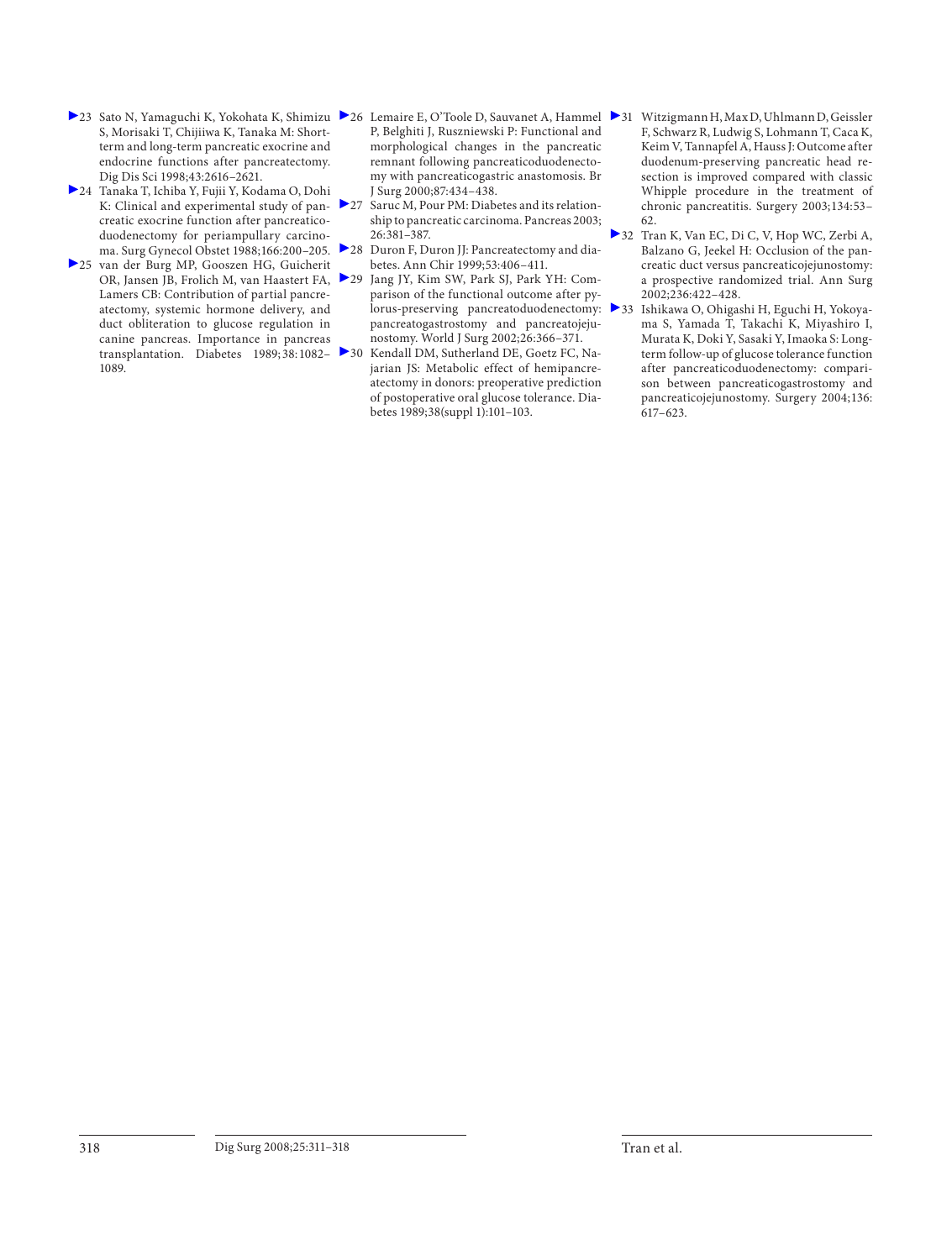23 Sato N, Yamaguchi K, Yokohata K, Shimizu S, Morisaki T, Chijiiwa K, Tanaka M: Short-term and long-term pancreatic exocrine and endocrine functions after pancreatectomy. Dig Dis Sci 1998;43:2616–2621.

24 Tanaka T, Ichiba Y, Fujii Y, Kodama O, Dohi K: Clinical and experimental study of pancreatic exocrine function after pancreaticoduodenectomy for periampullary carcinoma. Surg Gynecol Obstet 1988;166:200–205.

25 van der Burg MP, Gooszen HG, Guicherit OR, Jansen JB, Frolich M, van Haastert FA, Lamers CB: Contribution of partial pancreatectomy, systemic hormone delivery, and duct obliteration to glucose regulation in canine pancreas. Importance in pancreas transplantation. Diabetes 1989;38:1082–1089.

26 Lemaire E, O'Toole D, Sauvanet A, Hammel P, Belghiti J, Ruszniewski P: Functional and morphological changes in the pancreatic remnant following pancreaticoduodenectomy with pancreaticogastric anastomosis. Br J Surg 2000;87:434–438.

27 Saruc M, Pour PM: Diabetes and its relationship to pancreatic carcinoma. Pancreas 2003; 26:381–387.

28 Duron F, Duron JJ: Pancreatectomy and diabetes. Ann Chir 1999;53:406–411.

29 Jang JY, Kim SW, Park SJ, Park YH: Comparison of the functional outcome after pylorus-preserving pancreatoduodenectomy: pancreatogastrostomy and pancreatojejunostomy. World J Surg 2002;26:366–371.

30 Kendall DM, Sutherland DE, Goetz FC, Najarian JS: Metabolic effect of hemipancreatectomy in donors: preoperative prediction of postoperative oral glucose tolerance. Diabetes 1989;38(suppl 1):101–103.

31 Witzigmann H, Max D, Uhlmann D, Geissler F, Schwarz R, Ludwig S, Lohmann T, Caca K, Keim V, Tannapfel A, Hauss J: Outcome after duodenum-preserving pancreatic head resection is improved compared with classic Whipple procedure in the treatment of chronic pancreatitis. Surgery 2003;134:53–62.

32 Tran K, Van EC, Di C, V, Hop WC, Zerbi A, Balzano G, Jeekel H: Occlusion of the pancreatic duct versus pancreaticojejunostomy: a prospective randomized trial. Ann Surg 2002;236:422–428.

33 Ishikawa O, Ohigashi H, Eguchi H, Yokoyama S, Yamada T, Takachi K, Miyashiro I, Murata K, Doki Y, Sasaki Y, Imaoka S: Long-term follow-up of glucose tolerance function after pancreaticoduodenectomy: comparison between pancreaticogastrostomy and pancreaticojejunostomy. Surgery 2004;136:617–623.